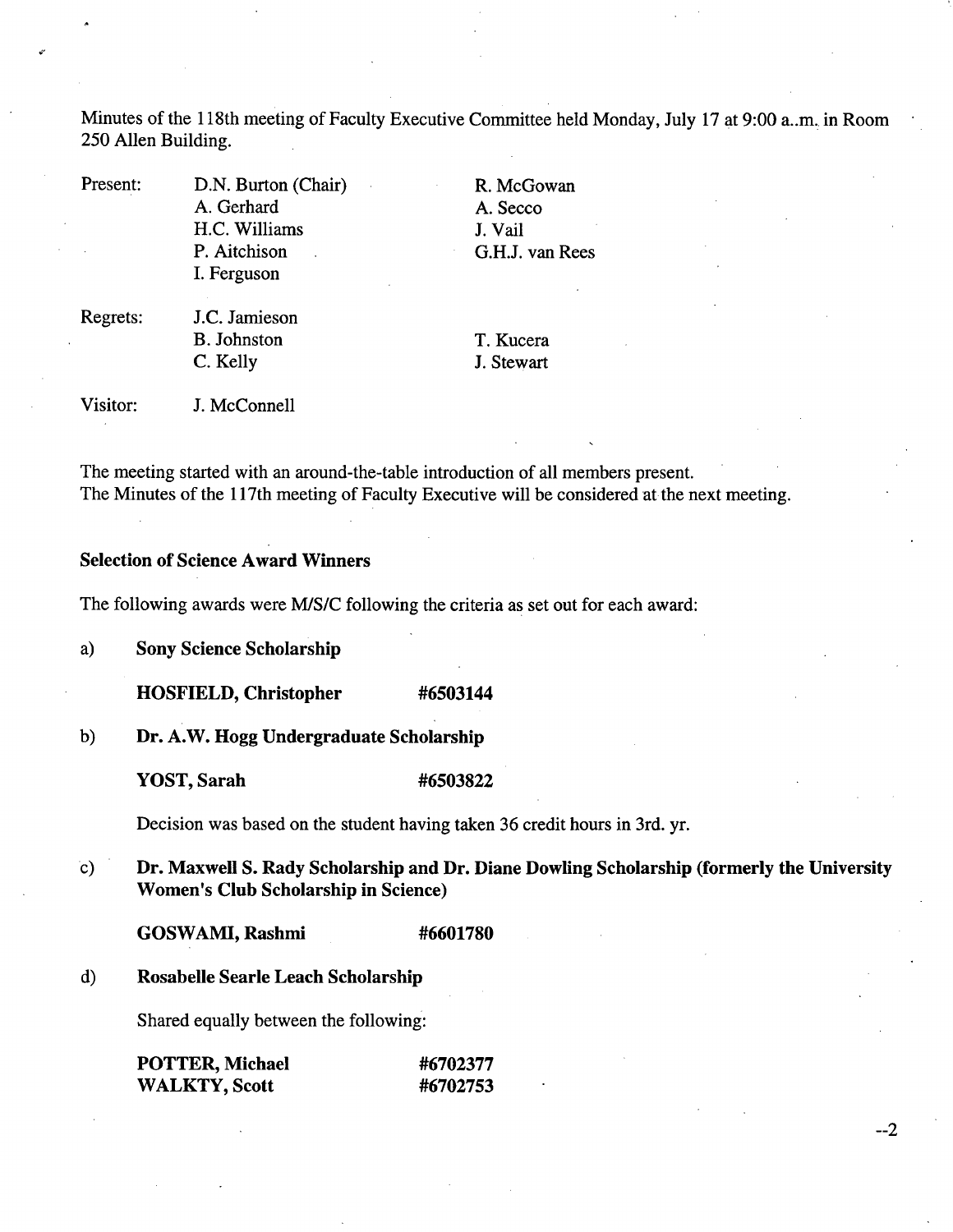Minutes of the 118th meeting of Faculty Executive Committee held Monday, July 17 at 9:00 a..m. in Room 250 Allen Building.

| | | |
|---|---|---|
| Present: | D.N. Burton (Chair) | R. McGowan |
| | A. Gerhard | A. Secco |
| | H.C. Williams | J. Vail |
| | P. Aitchison | G.H.J. van Rees |
| | I. Ferguson | |
| Regrets: | J.C. Jamieson | |
| | B. Johnston | T. Kucera |
| | C. Kelly | J. Stewart |
| Visitor: | J. McConnell | |

The meeting started with an around-the-table introduction of all members present.
The Minutes of the 117th meeting of Faculty Executive will be considered at the next meeting.

### Selection of Science Award Winners

The following awards were M/S/C following the criteria as set out for each award:

a) **Sony Science Scholarship**

**HOSFIELD, Christopher** **#6503144**

b) **Dr. A.W. Hogg Undergraduate Scholarship**

**YOST, Sarah** **#6503822**

Decision was based on the student having taken 36 credit hours in 3rd. yr.

c) **Dr. Maxwell S. Rady Scholarship and Dr. Diane Dowling Scholarship (formerly the University Women's Club Scholarship in Science)**

**GOSWAMI, Rashmi** **#6601780**

d) **Rosabelle Searle Leach Scholarship**

Shared equally between the following:

**POTTER, Michael** **#6702377**
**WALKTY, Scott** **#6702753**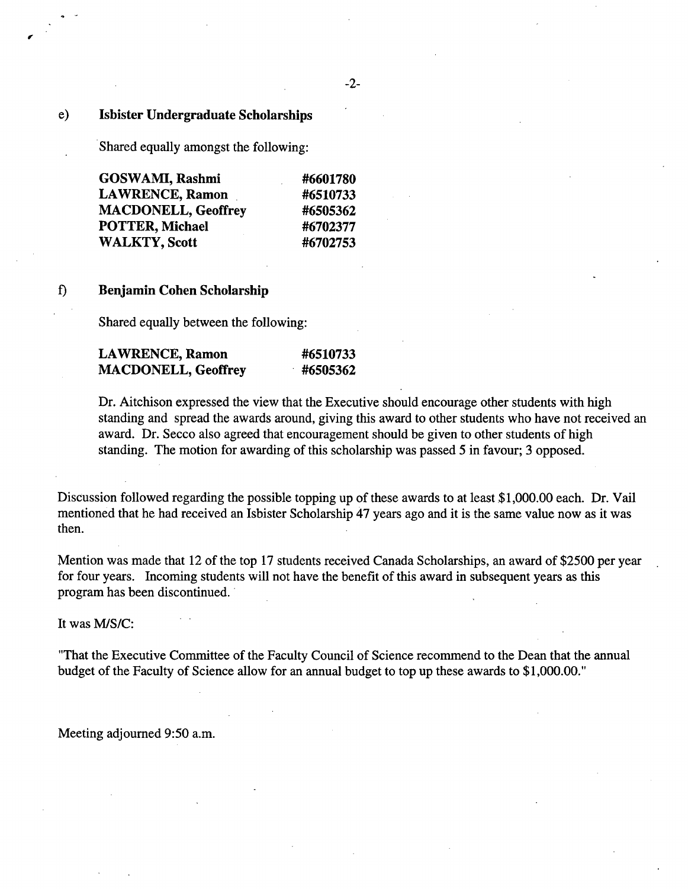e) **Isbister Undergraduate Scholarships**

Shared equally amongst the following:

| | |
|---|---|
| **GOSWAMI, Rashmi** | **#6601780** |
| **LAWRENCE, Ramon** | **#6510733** |
| **MACDONELL, Geoffrey** | **#6505362** |
| **POTTER, Michael** | **#6702377** |
| **WALKTY, Scott** | **#6702753** |

f) **Benjamin Cohen Scholarship**

Shared equally between the following:

| | |
|---|---|
| **LAWRENCE, Ramon** | **#6510733** |
| **MACDONELL, Geoffrey** | **#6505362** |

Dr. Aitchison expressed the view that the Executive should encourage other students with high standing and spread the awards around, giving this award to other students who have not received an award. Dr. Secco also agreed that encouragement should be given to other students of high standing. The motion for awarding of this scholarship was passed 5 in favour; 3 opposed.

Discussion followed regarding the possible topping up of these awards to at least $1,000.00 each. Dr. Vail mentioned that he had received an Isbister Scholarship 47 years ago and it is the same value now as it was then.

Mention was made that 12 of the top 17 students received Canada Scholarships, an award of $2500 per year for four years. Incoming students will not have the benefit of this award in subsequent years as this program has been discontinued.

It was M/S/C:

"That the Executive Committee of the Faculty Council of Science recommend to the Dean that the annual budget of the Faculty of Science allow for an annual budget to top up these awards to $1,000.00."

Meeting adjourned 9:50 a.m.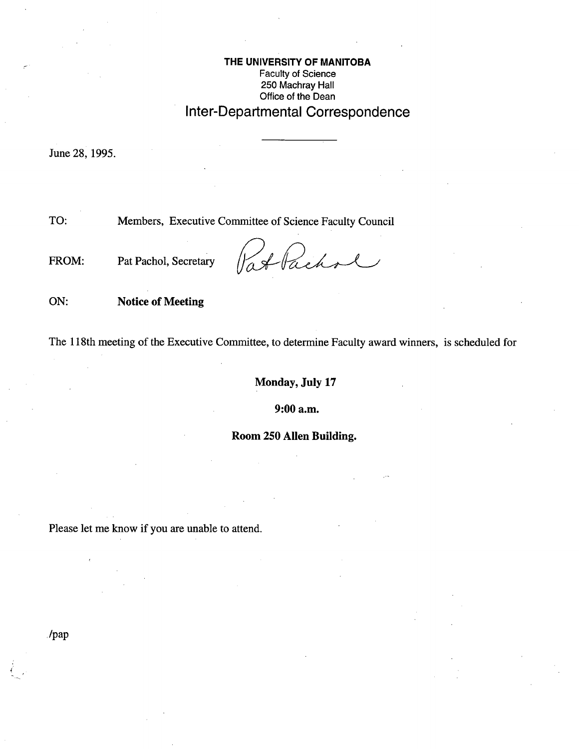**THE UNIVERSITY OF MANITOBA**
Faculty of Science
250 Machray Hall
Office of the Dean

# Inter-Departmental Correspondence

June 28, 1995.

TO: Members, Executive Committee of Science Faculty Council

FROM: Pat Pachol, Secretary

ON: **Notice of Meeting**

The 118th meeting of the Executive Committee, to determine Faculty award winners, is scheduled for

**Monday, July 17**

**9:00 a.m.**

**Room 250 Allen Building.**

Please let me know if you are unable to attend.

/pap